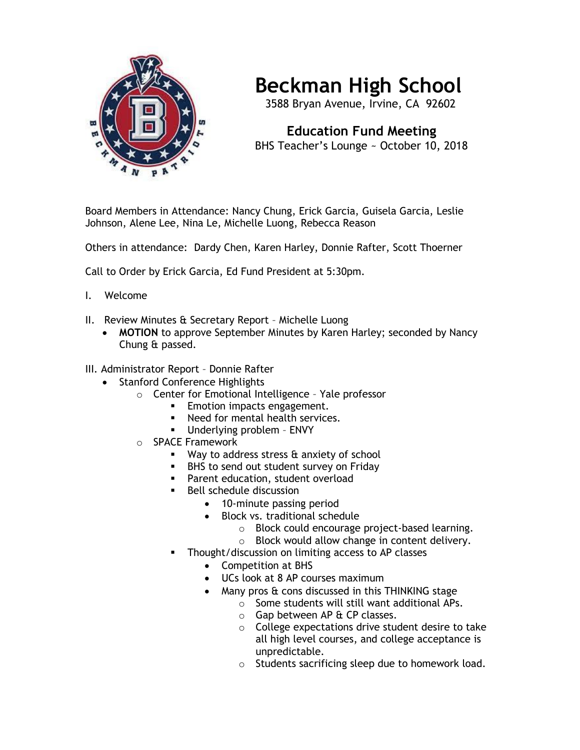# Beckman High School

3588 Bryan Avenue, Irvine, CA 92602

## Education Fund Meeting

BHS Teacher's Lounge ~ October 10, 2018

Board Members in Attendance: Nancy Chung, Erick Garcia, Guisela Garcia, Leslie Johnson, Alene Lee, Nina Le, Michelle Luong, Rebecca Reason

Others in attendance: Dardy Chen, Karen Harley, Donnie Rafter, Scott Thoerner

Call to Order by Erick Garcia, Ed Fund President at 5:30pm.

I. Welcome

II. Review Minutes & Secretary Report – Michelle Luong

- **MOTION** to approve September Minutes by Karen Harley; seconded by Nancy Chung & passed.

III. Administrator Report – Donnie Rafter

- Stanford Conference Highlights
    - Center for Emotional Intelligence – Yale professor
        - Emotion impacts engagement.
        - Need for mental health services.
        - Underlying problem – ENVY
    - SPACE Framework
        - Way to address stress & anxiety of school
        - BHS to send out student survey on Friday
        - Parent education, student overload
        - Bell schedule discussion
            - 10-minute passing period
            - Block vs. traditional schedule
                - Block could encourage project-based learning.
                - Block would allow change in content delivery.
        - Thought/discussion on limiting access to AP classes
            - Competition at BHS
            - UCs look at 8 AP courses maximum
            - Many pros & cons discussed in this THINKING stage
                - Some students will still want additional APs.
                - Gap between AP & CP classes.
                - College expectations drive student desire to take all high level courses, and college acceptance is unpredictable.
                - Students sacrificing sleep due to homework load.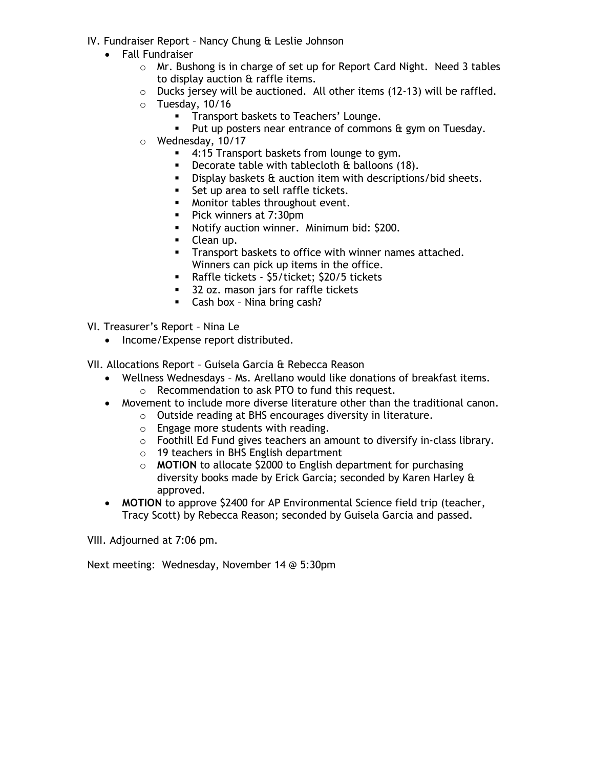IV. Fundraiser Report – Nancy Chung & Leslie Johnson

- Fall Fundraiser
  - Mr. Bushong is in charge of set up for Report Card Night. Need 3 tables to display auction & raffle items.
  - Ducks jersey will be auctioned. All other items (12-13) will be raffled.
  - Tuesday, 10/16
    - Transport baskets to Teachers' Lounge.
    - Put up posters near entrance of commons & gym on Tuesday.
  - Wednesday, 10/17
    - 4:15 Transport baskets from lounge to gym.
    - Decorate table with tablecloth & balloons (18).
    - Display baskets & auction item with descriptions/bid sheets.
    - Set up area to sell raffle tickets.
    - Monitor tables throughout event.
    - Pick winners at 7:30pm
    - Notify auction winner. Minimum bid: $200.
    - Clean up.
    - Transport baskets to office with winner names attached. Winners can pick up items in the office.
    - Raffle tickets - $5/ticket; $20/5 tickets
    - 32 oz. mason jars for raffle tickets
    - Cash box – Nina bring cash?

VI. Treasurer's Report – Nina Le

- Income/Expense report distributed.

VII. Allocations Report – Guisela Garcia & Rebecca Reason

- Wellness Wednesdays – Ms. Arellano would like donations of breakfast items.
  - Recommendation to ask PTO to fund this request.
- Movement to include more diverse literature other than the traditional canon.
  - Outside reading at BHS encourages diversity in literature.
  - Engage more students with reading.
  - Foothill Ed Fund gives teachers an amount to diversify in-class library.
  - 19 teachers in BHS English department
  - **MOTION** to allocate $2000 to English department for purchasing diversity books made by Erick Garcia; seconded by Karen Harley & approved.
- **MOTION** to approve $2400 for AP Environmental Science field trip (teacher, Tracy Scott) by Rebecca Reason; seconded by Guisela Garcia and passed.

VIII. Adjourned at 7:06 pm.

Next meeting: Wednesday, November 14 @ 5:30pm